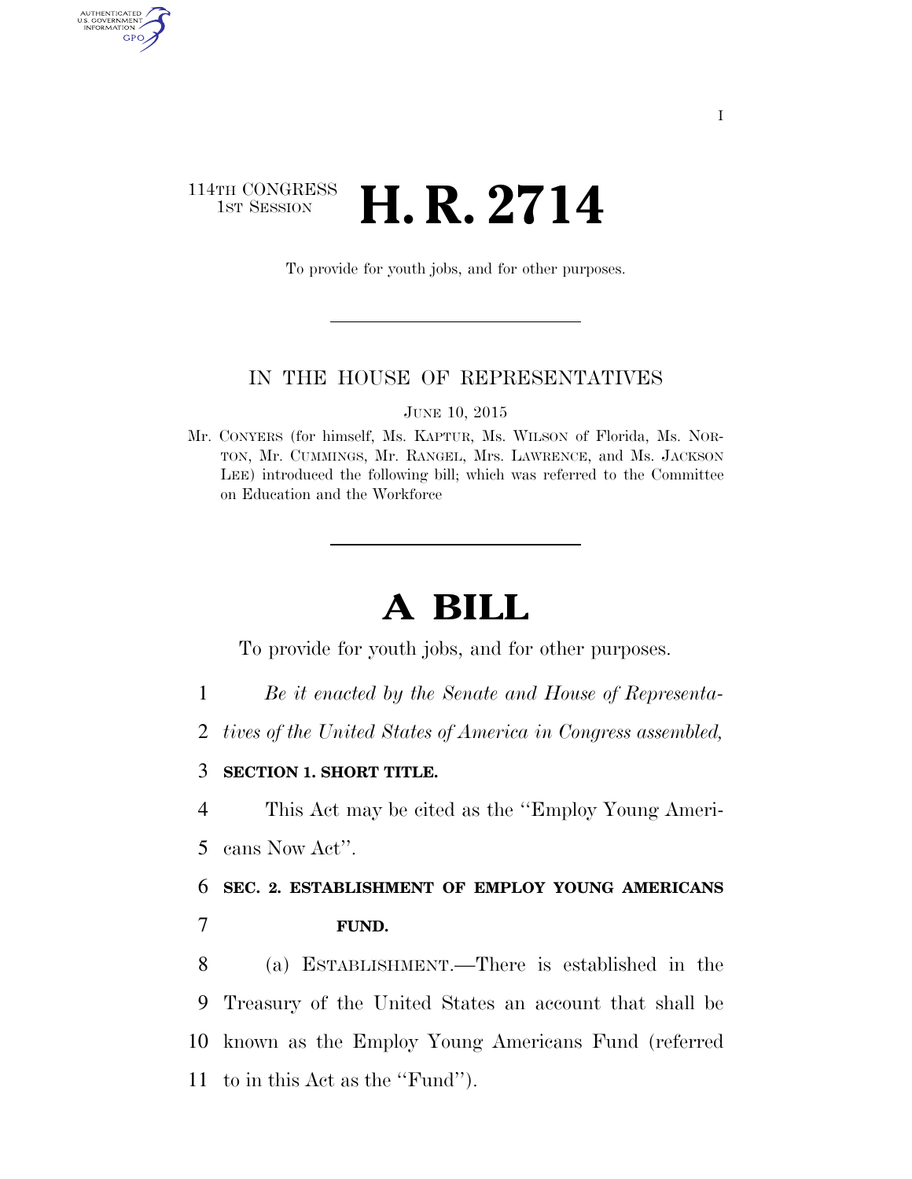114TH CONGRESS
1ST SESSION

# H. R. 2714

To provide for youth jobs, and for other purposes.

IN THE HOUSE OF REPRESENTATIVES

JUNE 10, 2015

Mr. CONYERS (for himself, Ms. KAPTUR, Ms. WILSON of Florida, Ms. NORTON, Mr. CUMMINGS, Mr. RANGEL, Mrs. LAWRENCE, and Ms. JACKSON LEE) introduced the following bill; which was referred to the Committee on Education and the Workforce

# A BILL

To provide for youth jobs, and for other purposes.

*Be it enacted by the Senate and House of Representatives of the United States of America in Congress assembled,*

**SECTION 1. SHORT TITLE.**

This Act may be cited as the "Employ Young Americans Now Act".

**SEC. 2. ESTABLISHMENT OF EMPLOY YOUNG AMERICANS FUND.**

(a) ESTABLISHMENT.—There is established in the Treasury of the United States an account that shall be known as the Employ Young Americans Fund (referred to in this Act as the "Fund").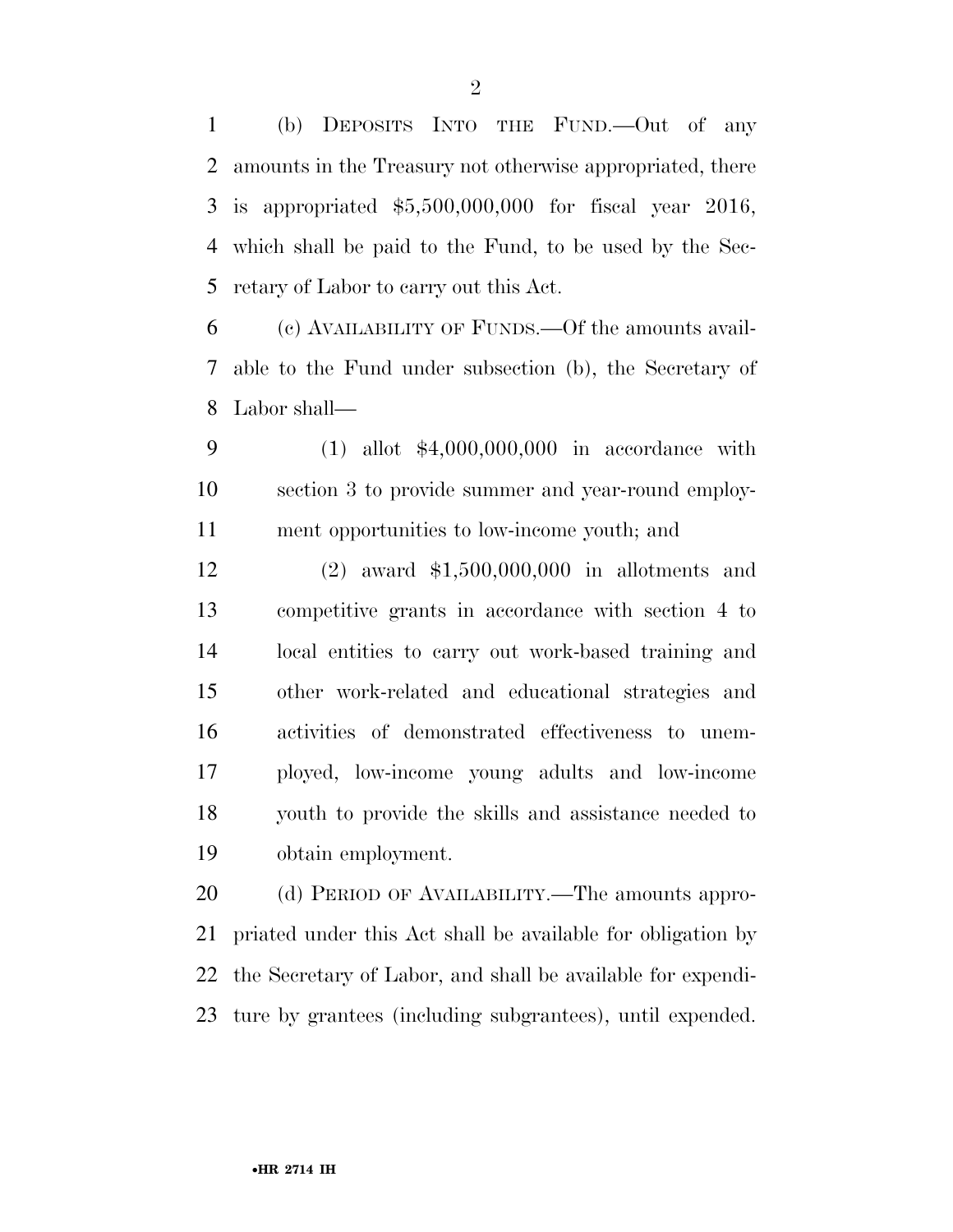(b) DEPOSITS INTO THE FUND.—Out of any amounts in the Treasury not otherwise appropriated, there is appropriated $5,500,000,000 for fiscal year 2016, which shall be paid to the Fund, to be used by the Secretary of Labor to carry out this Act.

(c) AVAILABILITY OF FUNDS.—Of the amounts available to the Fund under subsection (b), the Secretary of Labor shall—

(1) allot $4,000,000,000 in accordance with section 3 to provide summer and year-round employment opportunities to low-income youth; and

(2) award $1,500,000,000 in allotments and competitive grants in accordance with section 4 to local entities to carry out work-based training and other work-related and educational strategies and activities of demonstrated effectiveness to unemployed, low-income young adults and low-income youth to provide the skills and assistance needed to obtain employment.

(d) PERIOD OF AVAILABILITY.—The amounts appropriated under this Act shall be available for obligation by the Secretary of Labor, and shall be available for expenditure by grantees (including subgrantees), until expended.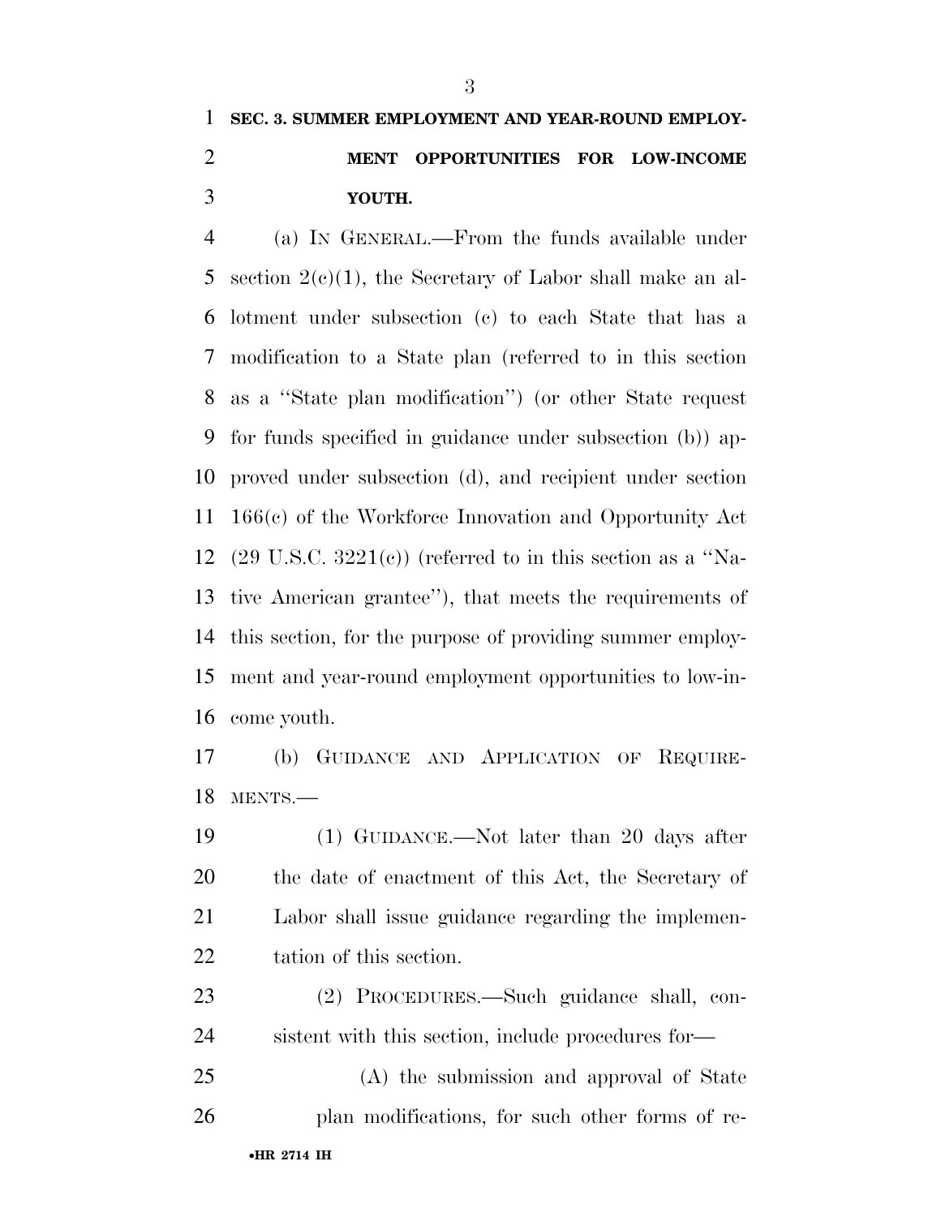**SEC. 3. SUMMER EMPLOYMENT AND YEAR-ROUND EMPLOYMENT OPPORTUNITIES FOR LOW-INCOME YOUTH.**

(a) IN GENERAL.—From the funds available under section 2(c)(1), the Secretary of Labor shall make an allotment under subsection (c) to each State that has a modification to a State plan (referred to in this section as a ''State plan modification'') (or other State request for funds specified in guidance under subsection (b)) approved under subsection (d), and recipient under section 166(c) of the Workforce Innovation and Opportunity Act (29 U.S.C. 3221(c)) (referred to in this section as a ''Native American grantee''), that meets the requirements of this section, for the purpose of providing summer employment and year-round employment opportunities to low-income youth.

(b) GUIDANCE AND APPLICATION OF REQUIREMENTS.—

(1) GUIDANCE.—Not later than 20 days after the date of enactment of this Act, the Secretary of Labor shall issue guidance regarding the implementation of this section.

(2) PROCEDURES.—Such guidance shall, consistent with this section, include procedures for—

(A) the submission and approval of State plan modifications, for such other forms of re-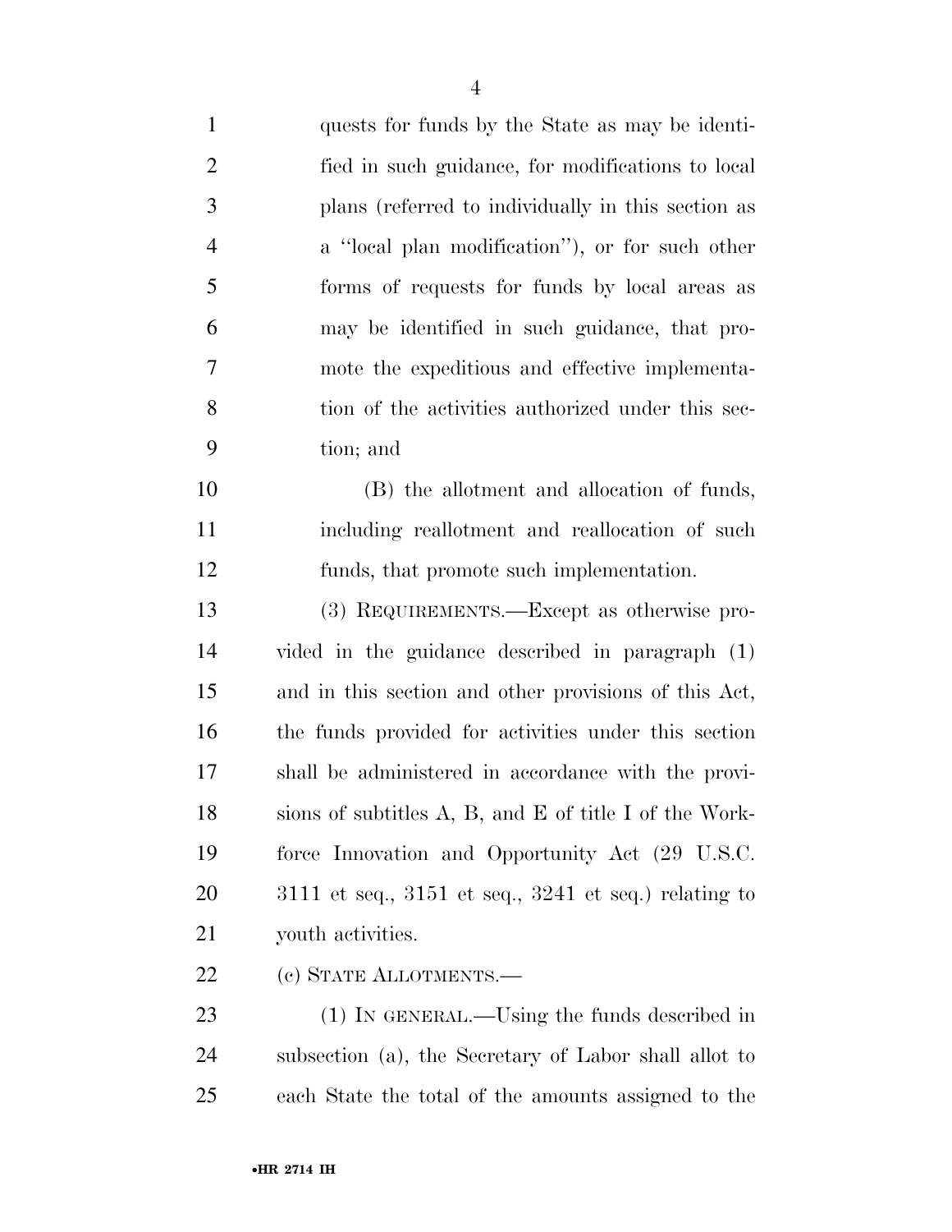quests for funds by the State as may be identified in such guidance, for modifications to local plans (referred to individually in this section as a ''local plan modification''), or for such other forms of requests for funds by local areas as may be identified in such guidance, that promote the expeditious and effective implementation of the activities authorized under this section; and

(B) the allotment and allocation of funds, including reallotment and reallocation of such funds, that promote such implementation.

(3) REQUIREMENTS.—Except as otherwise provided in the guidance described in paragraph (1) and in this section and other provisions of this Act, the funds provided for activities under this section shall be administered in accordance with the provisions of subtitles A, B, and E of title I of the Workforce Innovation and Opportunity Act (29 U.S.C. 3111 et seq., 3151 et seq., 3241 et seq.) relating to youth activities.

(c) STATE ALLOTMENTS.—

(1) IN GENERAL.—Using the funds described in subsection (a), the Secretary of Labor shall allot to each State the total of the amounts assigned to the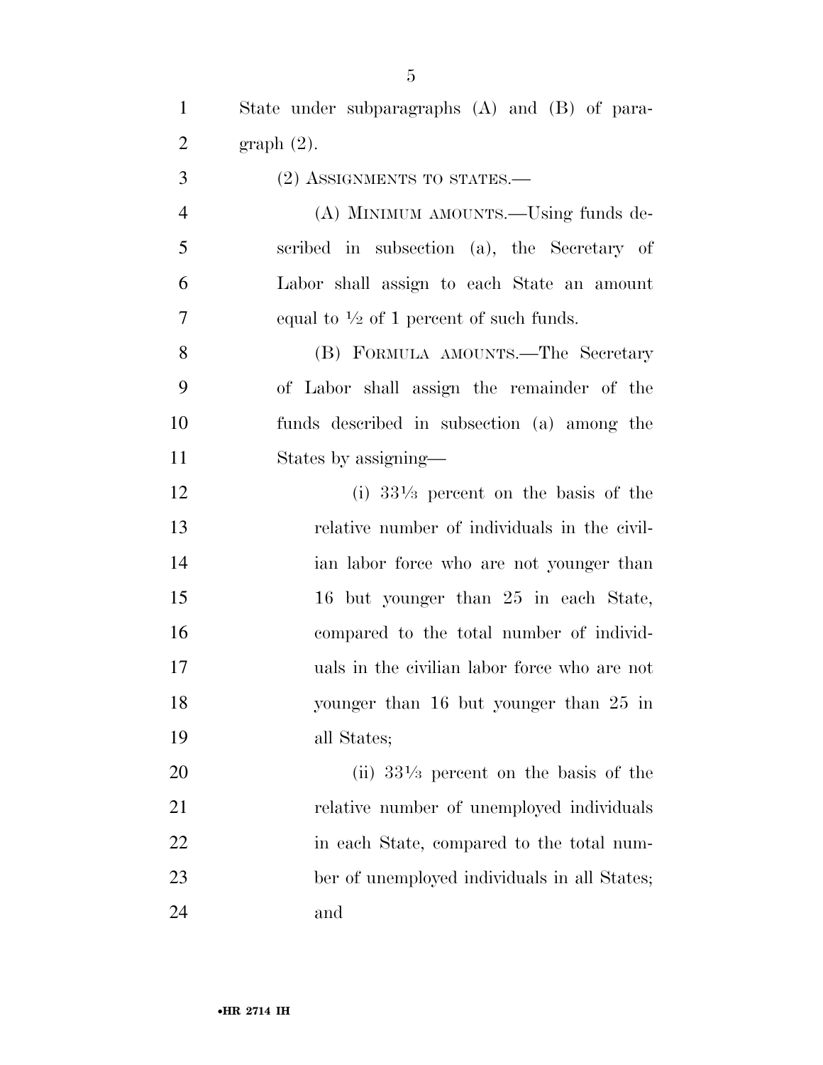State under subparagraphs (A) and (B) of paragraph (2).

(2) ASSIGNMENTS TO STATES.—

(A) MINIMUM AMOUNTS.—Using funds described in subsection (a), the Secretary of Labor shall assign to each State an amount equal to ½ of 1 percent of such funds.

(B) FORMULA AMOUNTS.—The Secretary of Labor shall assign the remainder of the funds described in subsection (a) among the States by assigning—

(i) 33⅓ percent on the basis of the relative number of individuals in the civilian labor force who are not younger than 16 but younger than 25 in each State, compared to the total number of individuals in the civilian labor force who are not younger than 16 but younger than 25 in all States;

(ii) 33⅓ percent on the basis of the relative number of unemployed individuals in each State, compared to the total number of unemployed individuals in all States; and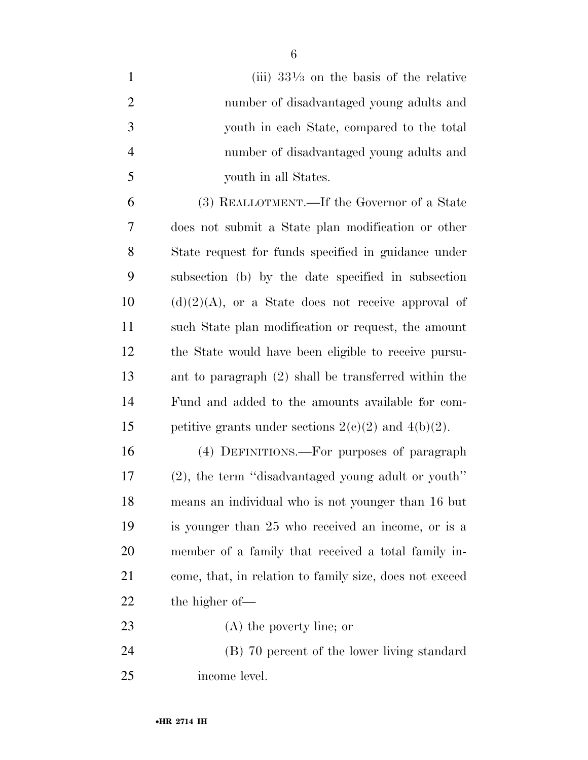(iii) 33⅓ on the basis of the relative number of disadvantaged young adults and youth in each State, compared to the total number of disadvantaged young adults and youth in all States.

(3) REALLOTMENT.—If the Governor of a State does not submit a State plan modification or other State request for funds specified in guidance under subsection (b) by the date specified in subsection (d)(2)(A), or a State does not receive approval of such State plan modification or request, the amount the State would have been eligible to receive pursuant to paragraph (2) shall be transferred within the Fund and added to the amounts available for competitive grants under sections 2(c)(2) and 4(b)(2).

(4) DEFINITIONS.—For purposes of paragraph (2), the term ''disadvantaged young adult or youth'' means an individual who is not younger than 16 but is younger than 25 who received an income, or is a member of a family that received a total family income, that, in relation to family size, does not exceed the higher of—

(A) the poverty line; or

(B) 70 percent of the lower living standard income level.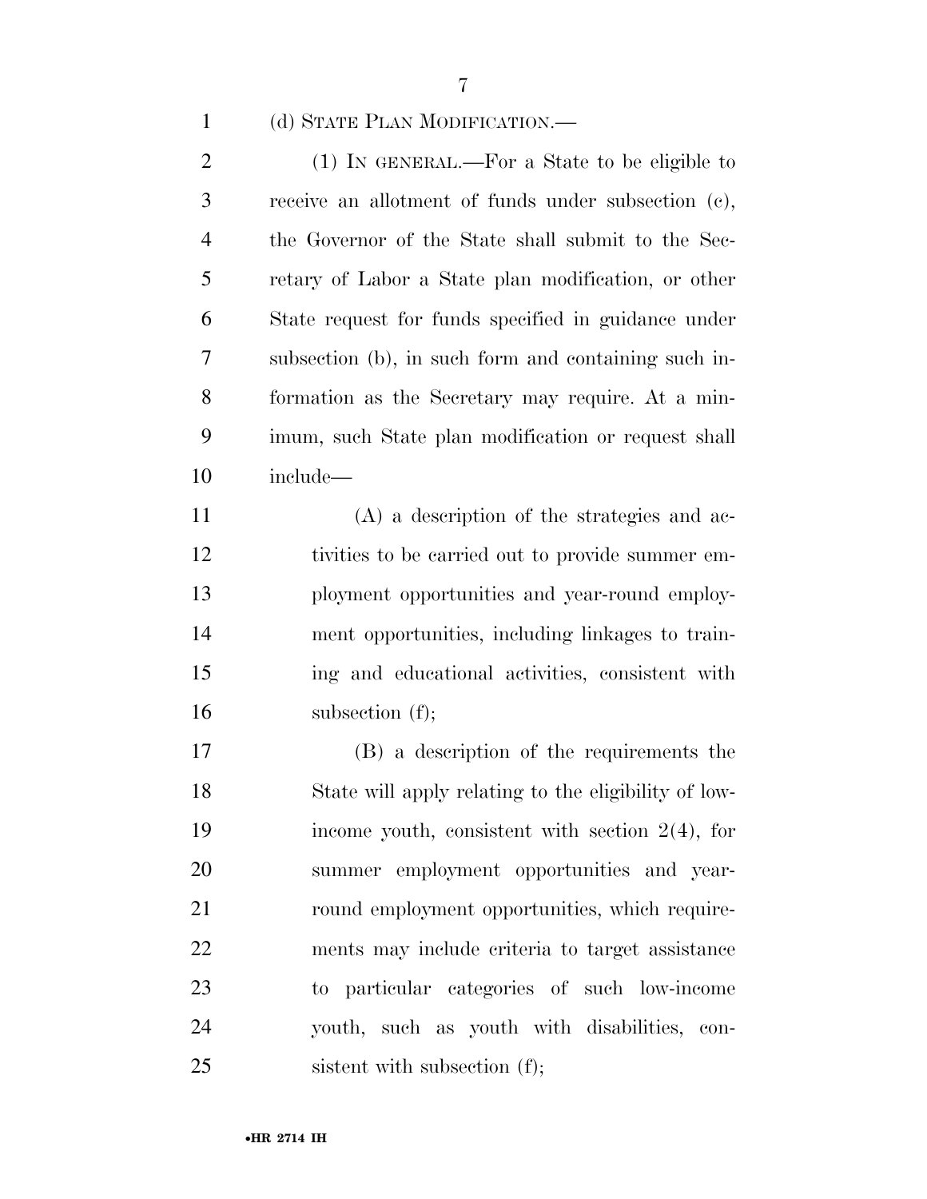(d) STATE PLAN MODIFICATION.—

(1) IN GENERAL.—For a State to be eligible to receive an allotment of funds under subsection (c), the Governor of the State shall submit to the Secretary of Labor a State plan modification, or other State request for funds specified in guidance under subsection (b), in such form and containing such information as the Secretary may require. At a minimum, such State plan modification or request shall include—

(A) a description of the strategies and activities to be carried out to provide summer employment opportunities and year-round employment opportunities, including linkages to training and educational activities, consistent with subsection (f);

(B) a description of the requirements the State will apply relating to the eligibility of low-income youth, consistent with section 2(4), for summer employment opportunities and year-round employment opportunities, which requirements may include criteria to target assistance to particular categories of such low-income youth, such as youth with disabilities, consistent with subsection (f);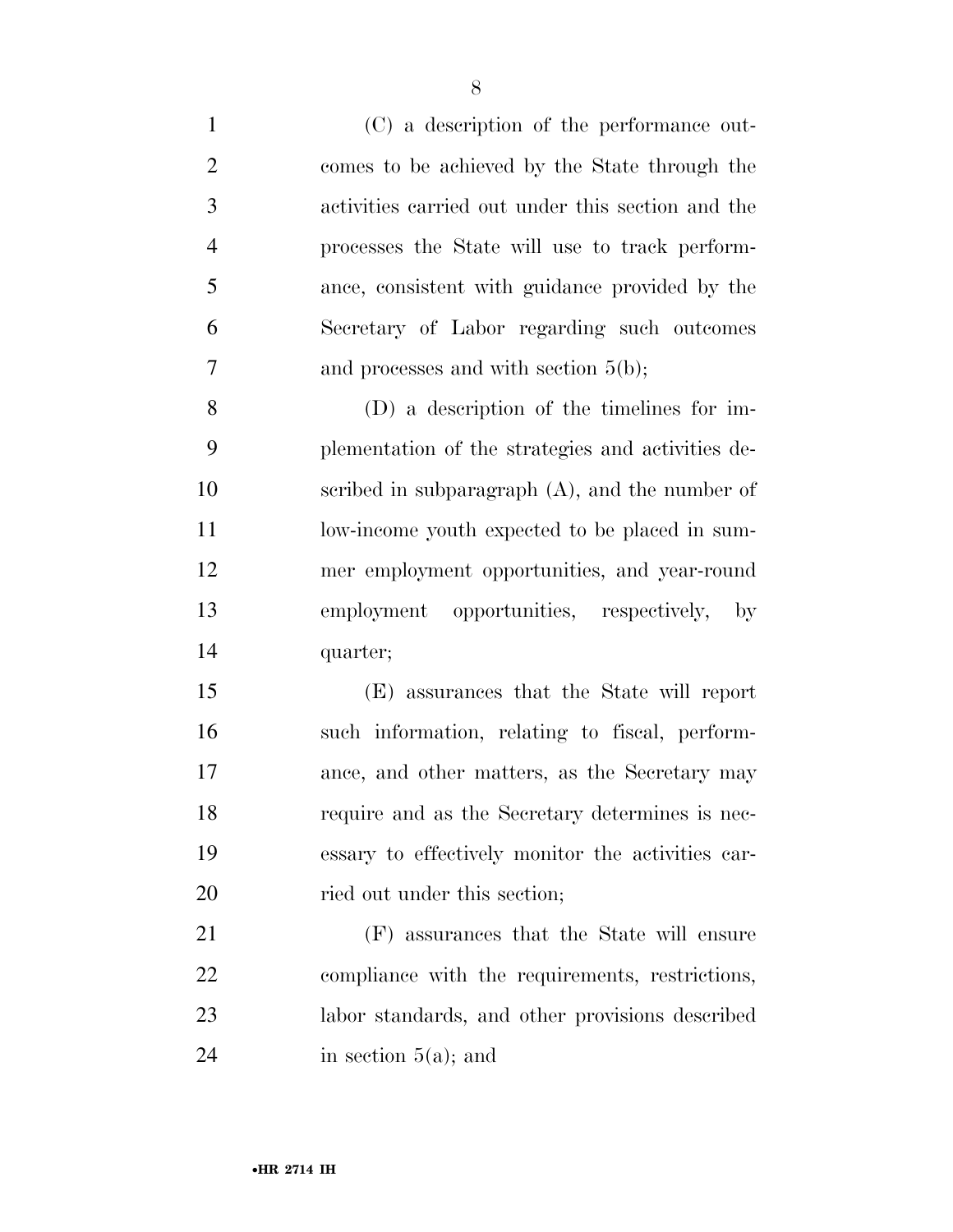(C) a description of the performance outcomes to be achieved by the State through the activities carried out under this section and the processes the State will use to track performance, consistent with guidance provided by the Secretary of Labor regarding such outcomes and processes and with section 5(b);

(D) a description of the timelines for implementation of the strategies and activities described in subparagraph (A), and the number of low-income youth expected to be placed in summer employment opportunities, and year-round employment opportunities, respectively, by quarter;

(E) assurances that the State will report such information, relating to fiscal, performance, and other matters, as the Secretary may require and as the Secretary determines is necessary to effectively monitor the activities carried out under this section;

(F) assurances that the State will ensure compliance with the requirements, restrictions, labor standards, and other provisions described in section 5(a); and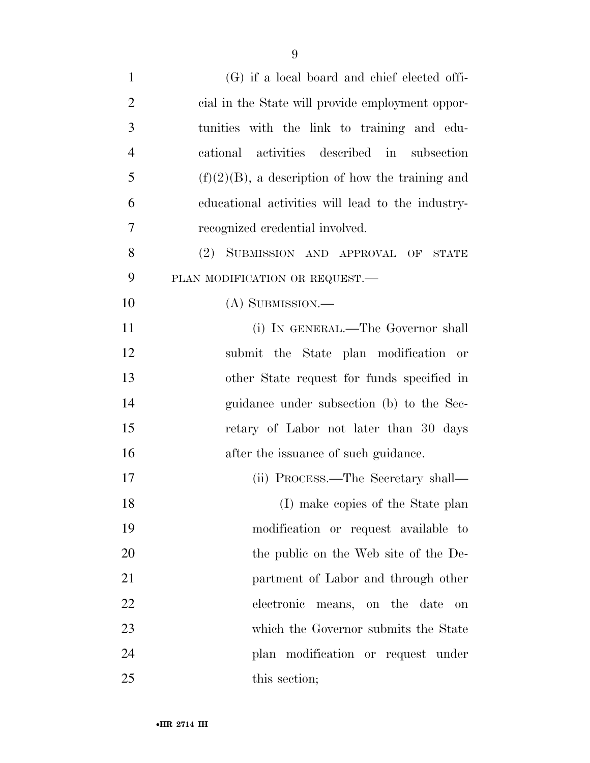(G) if a local board and chief elected official in the State will provide employment opportunities with the link to training and educational activities described in subsection (f)(2)(B), a description of how the training and educational activities will lead to the industry-recognized credential involved.

(2) SUBMISSION AND APPROVAL OF STATE PLAN MODIFICATION OR REQUEST.—

(A) SUBMISSION.—

(i) IN GENERAL.—The Governor shall submit the State plan modification or other State request for funds specified in guidance under subsection (b) to the Secretary of Labor not later than 30 days after the issuance of such guidance.

(ii) PROCESS.—The Secretary shall—

(I) make copies of the State plan modification or request available to the public on the Web site of the Department of Labor and through other electronic means, on the date on which the Governor submits the State plan modification or request under this section;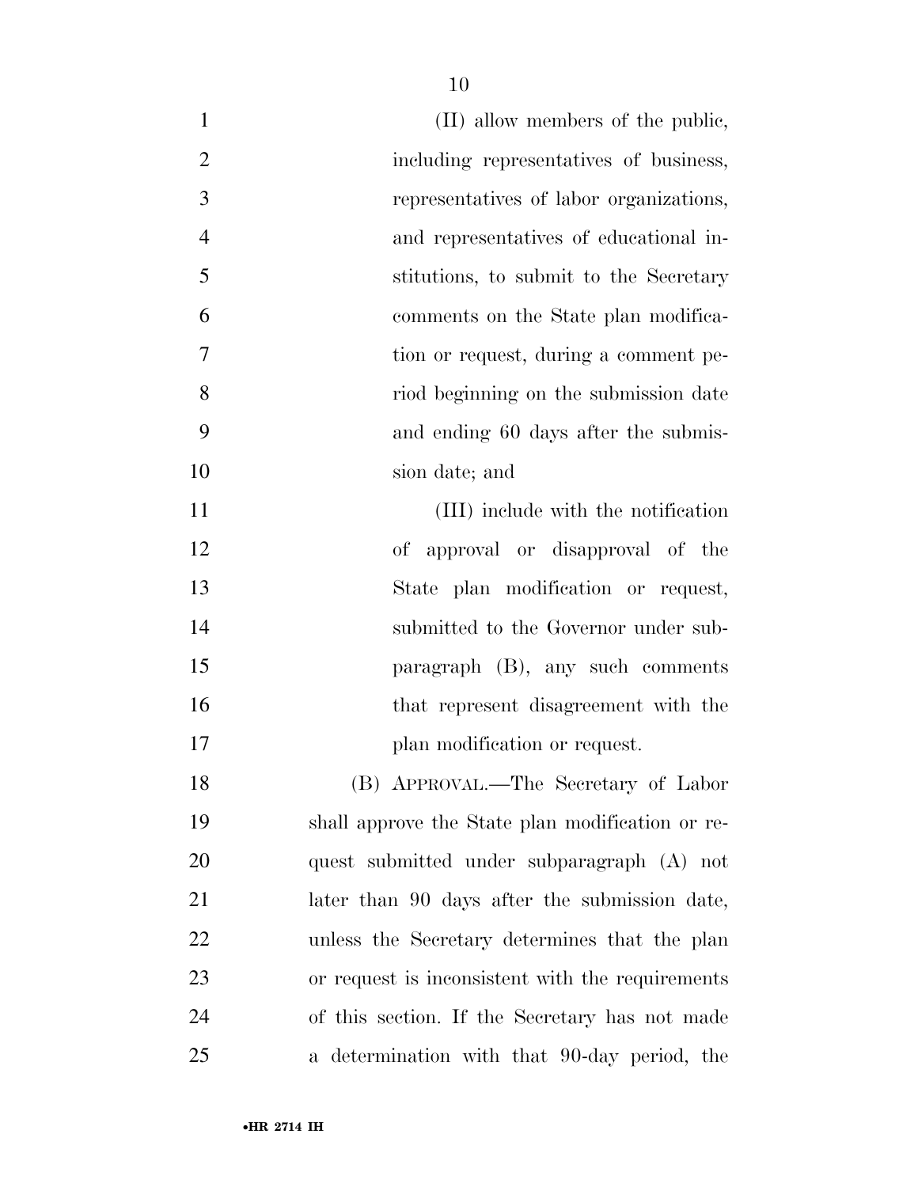(II) allow members of the public, including representatives of business, representatives of labor organizations, and representatives of educational institutions, to submit to the Secretary comments on the State plan modification or request, during a comment period beginning on the submission date and ending 60 days after the submission date; and

(III) include with the notification of approval or disapproval of the State plan modification or request, submitted to the Governor under subparagraph (B), any such comments that represent disagreement with the plan modification or request.

(B) APPROVAL.—The Secretary of Labor shall approve the State plan modification or request submitted under subparagraph (A) not later than 90 days after the submission date, unless the Secretary determines that the plan or request is inconsistent with the requirements of this section. If the Secretary has not made a determination with that 90-day period, the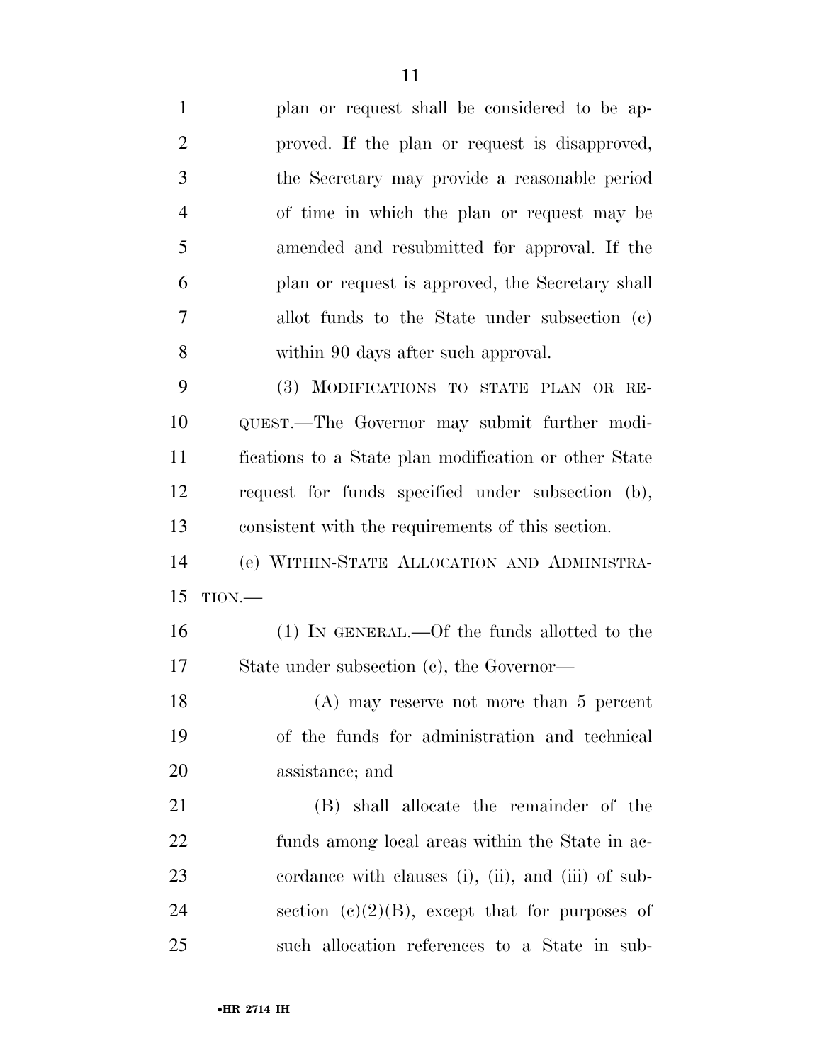plan or request shall be considered to be approved. If the plan or request is disapproved, the Secretary may provide a reasonable period of time in which the plan or request may be amended and resubmitted for approval. If the plan or request is approved, the Secretary shall allot funds to the State under subsection (c) within 90 days after such approval.

(3) MODIFICATIONS TO STATE PLAN OR REQUEST.—The Governor may submit further modifications to a State plan modification or other State request for funds specified under subsection (b), consistent with the requirements of this section.

(e) WITHIN-STATE ALLOCATION AND ADMINISTRATION.—

(1) IN GENERAL.—Of the funds allotted to the State under subsection (c), the Governor—

(A) may reserve not more than 5 percent of the funds for administration and technical assistance; and

(B) shall allocate the remainder of the funds among local areas within the State in accordance with clauses (i), (ii), and (iii) of subsection (c)(2)(B), except that for purposes of such allocation references to a State in sub-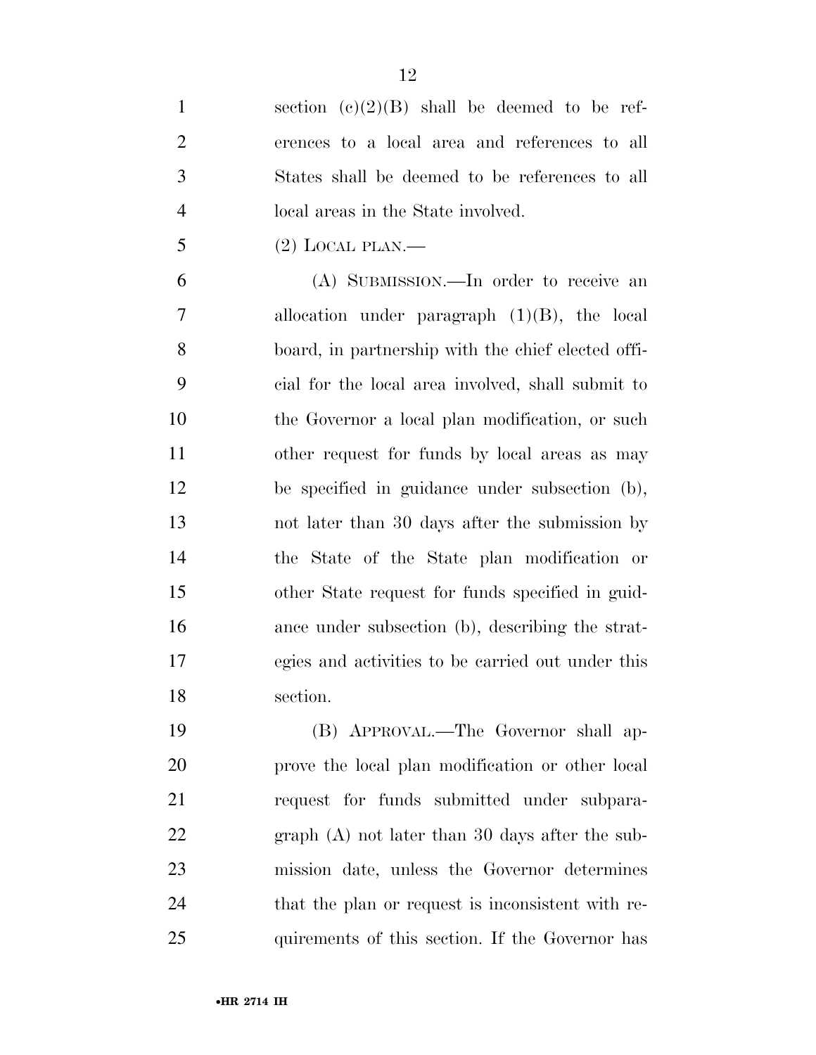section (c)(2)(B) shall be deemed to be references to a local area and references to all States shall be deemed to be references to all local areas in the State involved.

(2) LOCAL PLAN.—

(A) SUBMISSION.—In order to receive an allocation under paragraph (1)(B), the local board, in partnership with the chief elected official for the local area involved, shall submit to the Governor a local plan modification, or such other request for funds by local areas as may be specified in guidance under subsection (b), not later than 30 days after the submission by the State of the State plan modification or other State request for funds specified in guidance under subsection (b), describing the strategies and activities to be carried out under this section.

(B) APPROVAL.—The Governor shall approve the local plan modification or other local request for funds submitted under subparagraph (A) not later than 30 days after the submission date, unless the Governor determines that the plan or request is inconsistent with requirements of this section. If the Governor has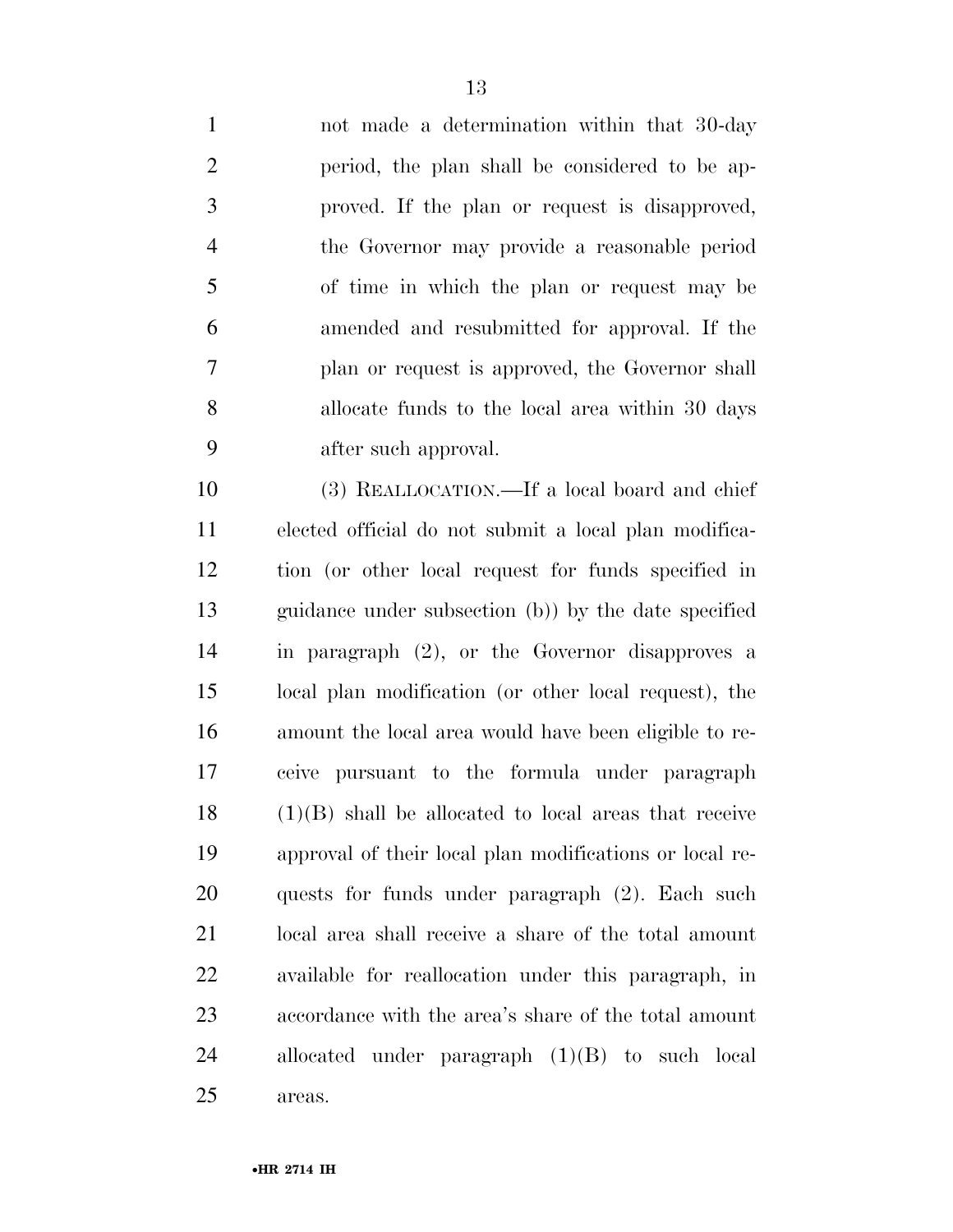not made a determination within that 30-day period, the plan shall be considered to be approved. If the plan or request is disapproved, the Governor may provide a reasonable period of time in which the plan or request may be amended and resubmitted for approval. If the plan or request is approved, the Governor shall allocate funds to the local area within 30 days after such approval.

(3) REALLOCATION.—If a local board and chief elected official do not submit a local plan modification (or other local request for funds specified in guidance under subsection (b)) by the date specified in paragraph (2), or the Governor disapproves a local plan modification (or other local request), the amount the local area would have been eligible to receive pursuant to the formula under paragraph (1)(B) shall be allocated to local areas that receive approval of their local plan modifications or local requests for funds under paragraph (2). Each such local area shall receive a share of the total amount available for reallocation under this paragraph, in accordance with the area's share of the total amount allocated under paragraph (1)(B) to such local areas.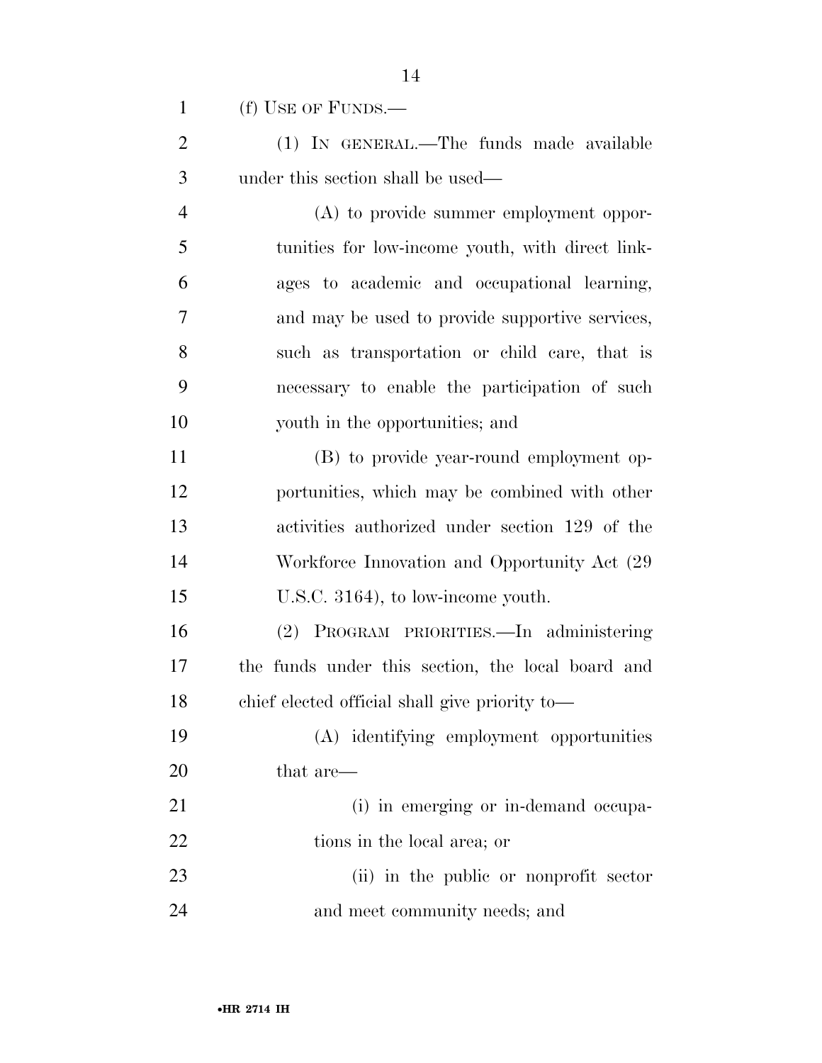(f) USE OF FUNDS.—

(1) IN GENERAL.—The funds made available under this section shall be used—

(A) to provide summer employment opportunities for low-income youth, with direct linkages to academic and occupational learning, and may be used to provide supportive services, such as transportation or child care, that is necessary to enable the participation of such youth in the opportunities; and

(B) to provide year-round employment opportunities, which may be combined with other activities authorized under section 129 of the Workforce Innovation and Opportunity Act (29 U.S.C. 3164), to low-income youth.

(2) PROGRAM PRIORITIES.—In administering the funds under this section, the local board and chief elected official shall give priority to—

(A) identifying employment opportunities that are—

(i) in emerging or in-demand occupations in the local area; or

(ii) in the public or nonprofit sector and meet community needs; and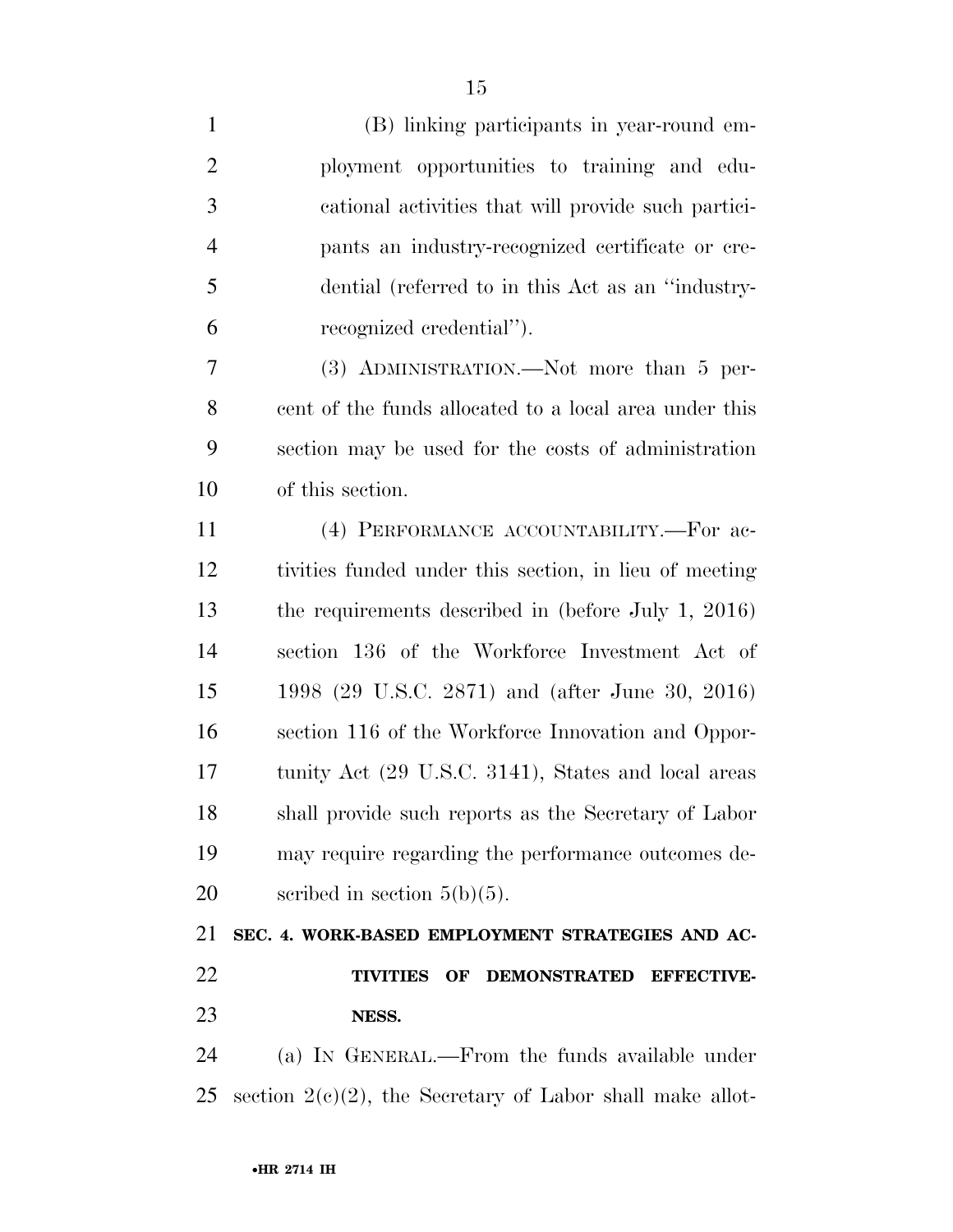(B) linking participants in year-round employment opportunities to training and educational activities that will provide such participants an industry-recognized certificate or credential (referred to in this Act as an "industry-recognized credential").

(3) ADMINISTRATION.—Not more than 5 percent of the funds allocated to a local area under this section may be used for the costs of administration of this section.

(4) PERFORMANCE ACCOUNTABILITY.—For activities funded under this section, in lieu of meeting the requirements described in (before July 1, 2016) section 136 of the Workforce Investment Act of 1998 (29 U.S.C. 2871) and (after June 30, 2016) section 116 of the Workforce Innovation and Opportunity Act (29 U.S.C. 3141), States and local areas shall provide such reports as the Secretary of Labor may require regarding the performance outcomes described in section 5(b)(5).

**SEC. 4. WORK-BASED EMPLOYMENT STRATEGIES AND ACTIVITIES OF DEMONSTRATED EFFECTIVENESS.**

(a) IN GENERAL.—From the funds available under section 2(c)(2), the Secretary of Labor shall make allot-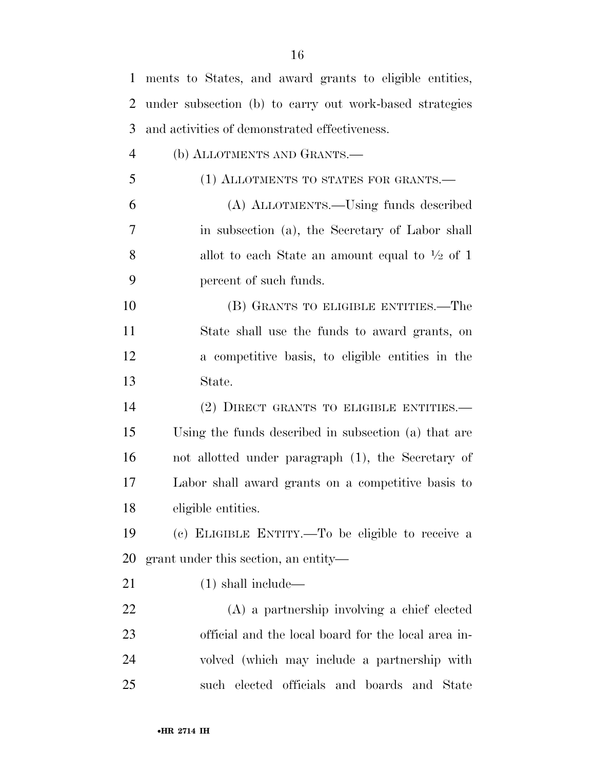ments to States, and award grants to eligible entities, under subsection (b) to carry out work-based strategies and activities of demonstrated effectiveness.

(b) ALLOTMENTS AND GRANTS.—

(1) ALLOTMENTS TO STATES FOR GRANTS.—

(A) ALLOTMENTS.—Using funds described in subsection (a), the Secretary of Labor shall allot to each State an amount equal to ½ of 1 percent of such funds.

(B) GRANTS TO ELIGIBLE ENTITIES.—The State shall use the funds to award grants, on a competitive basis, to eligible entities in the State.

(2) DIRECT GRANTS TO ELIGIBLE ENTITIES.—Using the funds described in subsection (a) that are not allotted under paragraph (1), the Secretary of Labor shall award grants on a competitive basis to eligible entities.

(c) ELIGIBLE ENTITY.—To be eligible to receive a grant under this section, an entity—

(1) shall include—

(A) a partnership involving a chief elected official and the local board for the local area involved (which may include a partnership with such elected officials and boards and State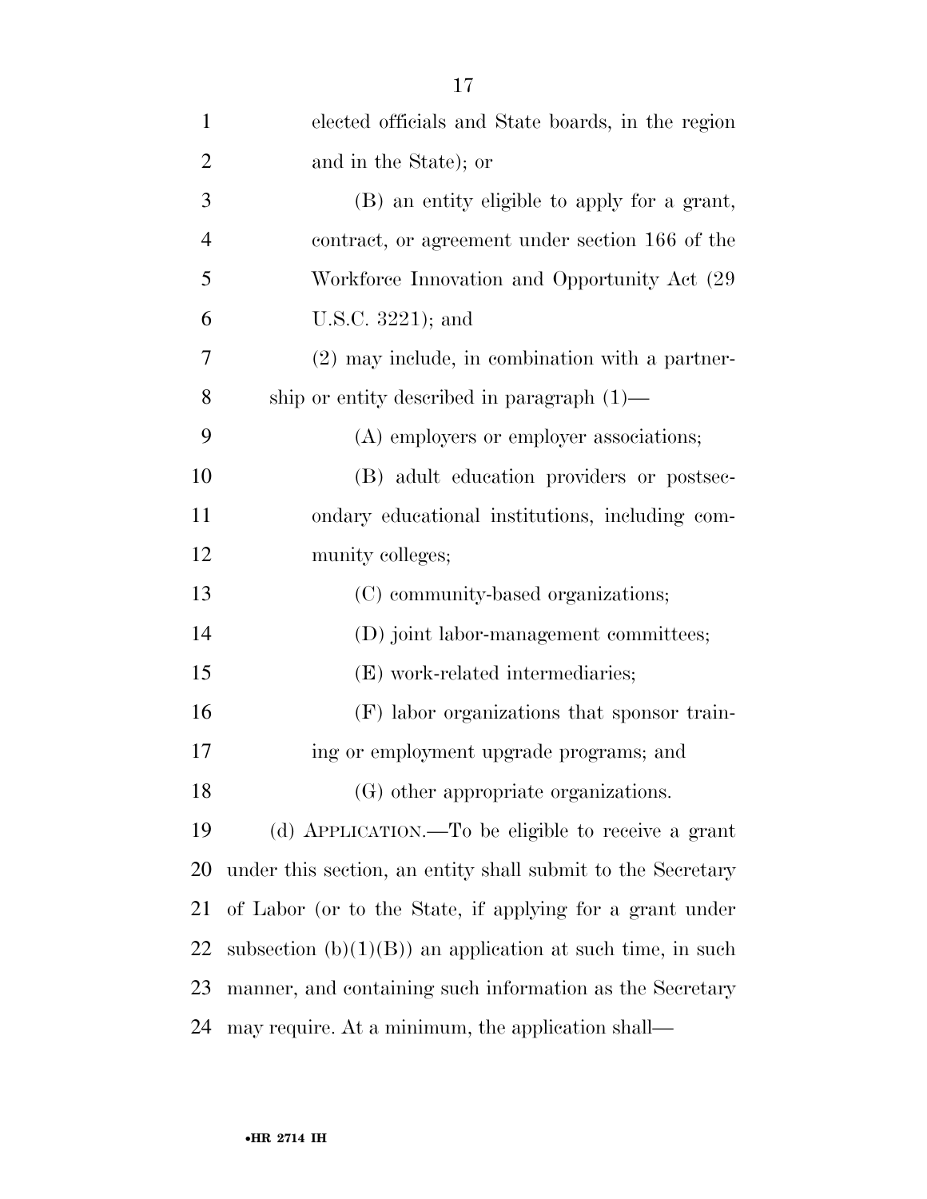elected officials and State boards, in the region and in the State); or

(B) an entity eligible to apply for a grant, contract, or agreement under section 166 of the Workforce Innovation and Opportunity Act (29 U.S.C. 3221); and

(2) may include, in combination with a partnership or entity described in paragraph (1)—

(A) employers or employer associations;

(B) adult education providers or postsecondary educational institutions, including community colleges;

(C) community-based organizations;

(D) joint labor-management committees;

(E) work-related intermediaries;

(F) labor organizations that sponsor training or employment upgrade programs; and

(G) other appropriate organizations.

(d) APPLICATION.—To be eligible to receive a grant under this section, an entity shall submit to the Secretary of Labor (or to the State, if applying for a grant under subsection (b)(1)(B)) an application at such time, in such manner, and containing such information as the Secretary may require. At a minimum, the application shall—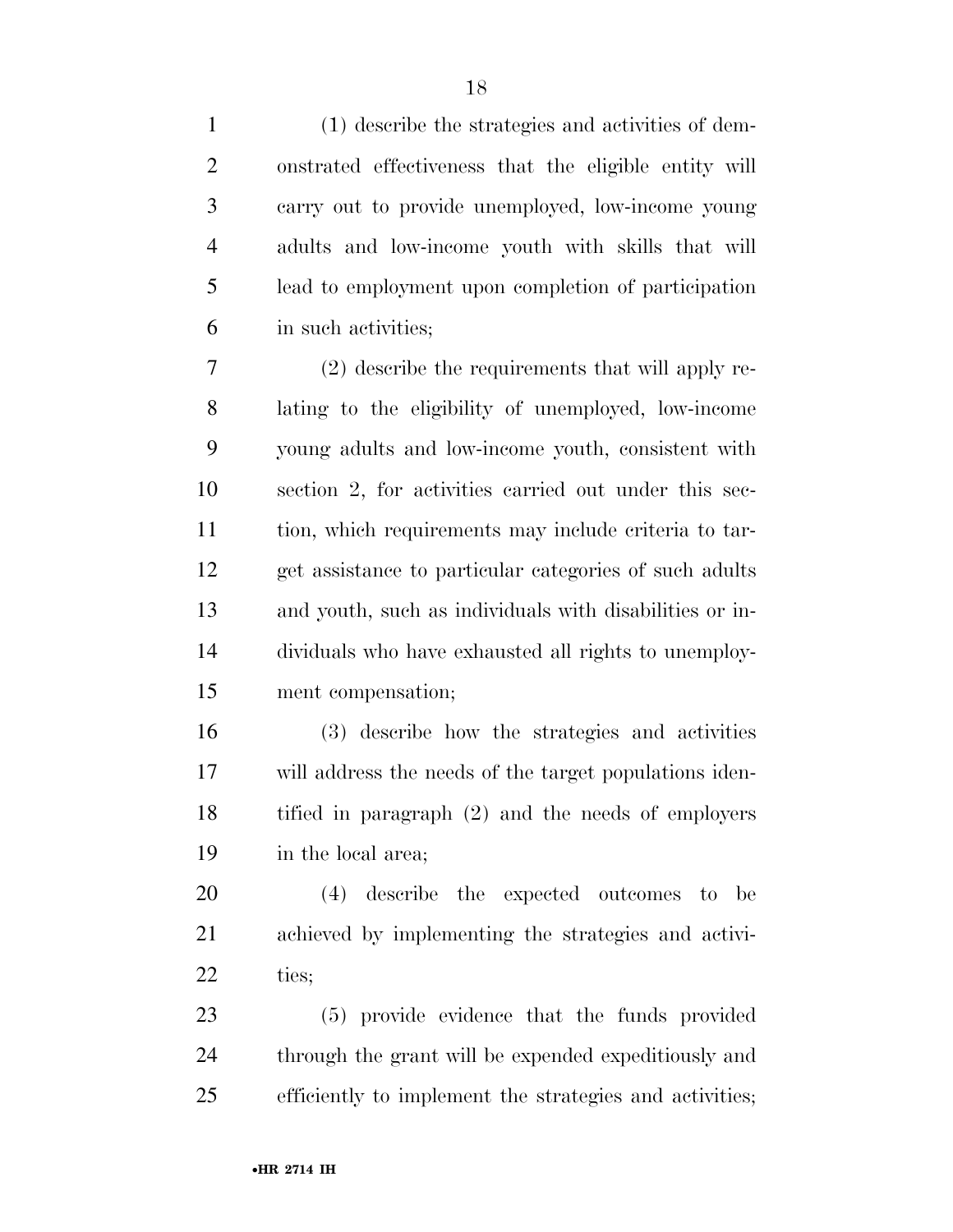(1) describe the strategies and activities of demonstrated effectiveness that the eligible entity will carry out to provide unemployed, low-income young adults and low-income youth with skills that will lead to employment upon completion of participation in such activities;

(2) describe the requirements that will apply relating to the eligibility of unemployed, low-income young adults and low-income youth, consistent with section 2, for activities carried out under this section, which requirements may include criteria to target assistance to particular categories of such adults and youth, such as individuals with disabilities or individuals who have exhausted all rights to unemployment compensation;

(3) describe how the strategies and activities will address the needs of the target populations identified in paragraph (2) and the needs of employers in the local area;

(4) describe the expected outcomes to be achieved by implementing the strategies and activities;

(5) provide evidence that the funds provided through the grant will be expended expeditiously and efficiently to implement the strategies and activities;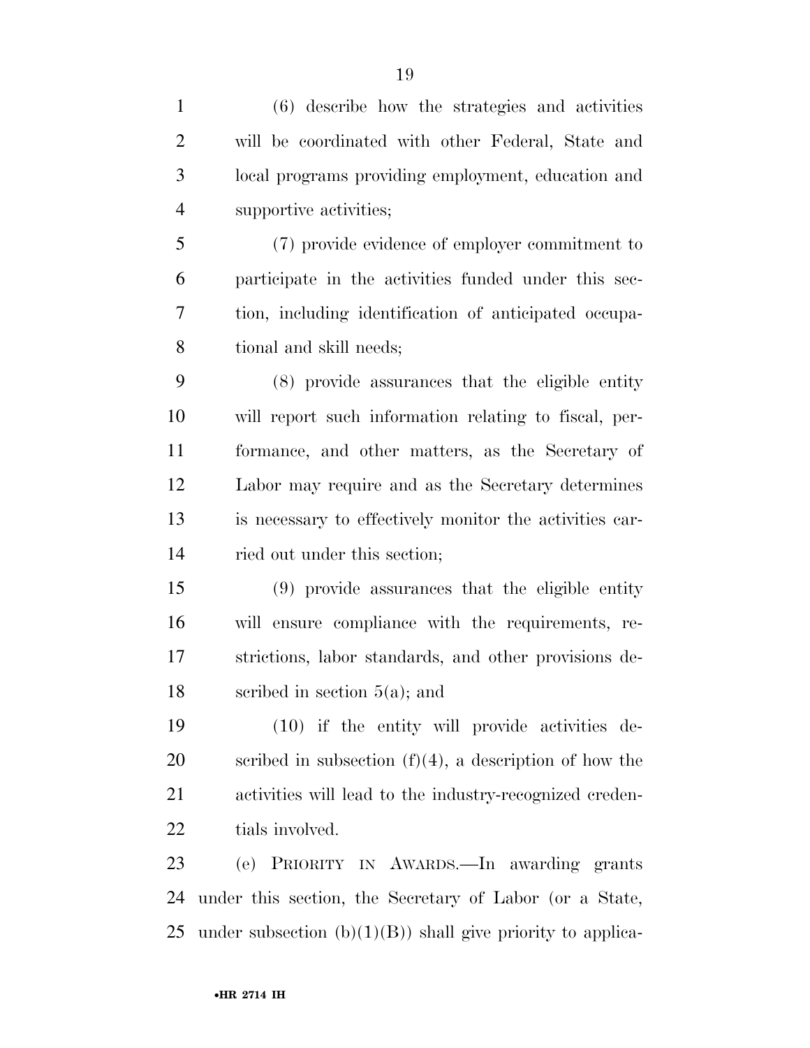(6) describe how the strategies and activities will be coordinated with other Federal, State and local programs providing employment, education and supportive activities;

(7) provide evidence of employer commitment to participate in the activities funded under this section, including identification of anticipated occupational and skill needs;

(8) provide assurances that the eligible entity will report such information relating to fiscal, performance, and other matters, as the Secretary of Labor may require and as the Secretary determines is necessary to effectively monitor the activities carried out under this section;

(9) provide assurances that the eligible entity will ensure compliance with the requirements, restrictions, labor standards, and other provisions described in section 5(a); and

(10) if the entity will provide activities described in subsection (f)(4), a description of how the activities will lead to the industry-recognized credentials involved.

(e) PRIORITY IN AWARDS.—In awarding grants under this section, the Secretary of Labor (or a State, under subsection (b)(1)(B)) shall give priority to applica-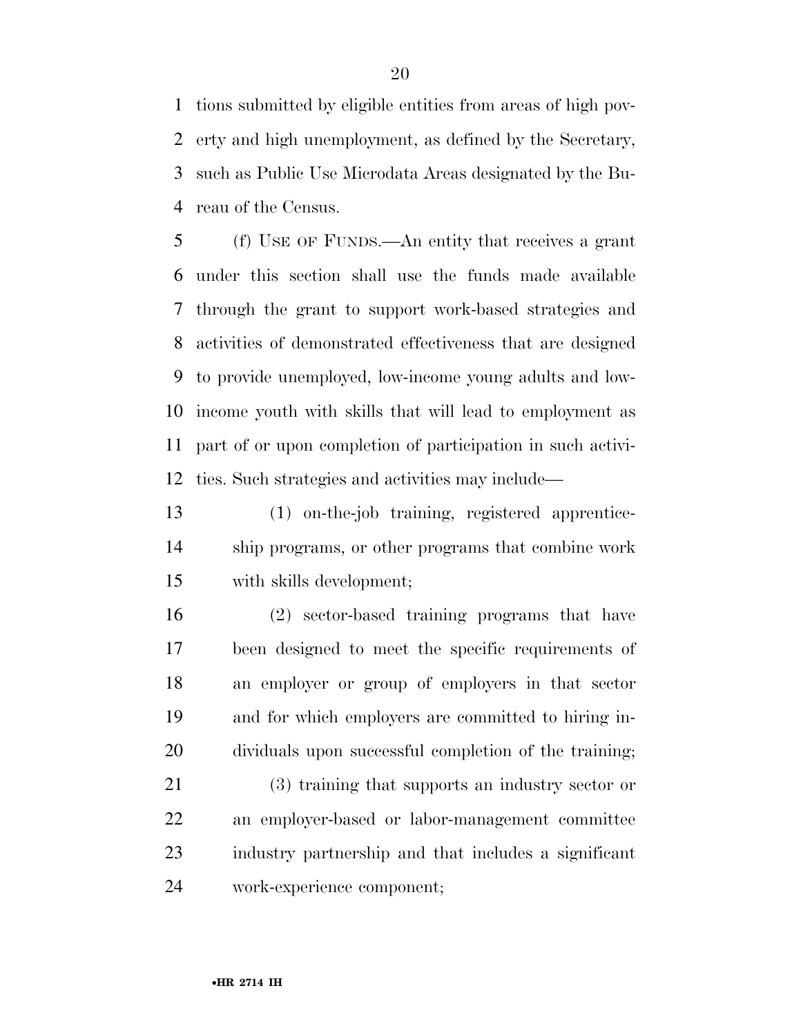tions submitted by eligible entities from areas of high poverty and high unemployment, as defined by the Secretary, such as Public Use Microdata Areas designated by the Bureau of the Census.

(f) USE OF FUNDS.—An entity that receives a grant under this section shall use the funds made available through the grant to support work-based strategies and activities of demonstrated effectiveness that are designed to provide unemployed, low-income young adults and low-income youth with skills that will lead to employment as part of or upon completion of participation in such activities. Such strategies and activities may include—

(1) on-the-job training, registered apprenticeship programs, or other programs that combine work with skills development;

(2) sector-based training programs that have been designed to meet the specific requirements of an employer or group of employers in that sector and for which employers are committed to hiring individuals upon successful completion of the training;

(3) training that supports an industry sector or an employer-based or labor-management committee industry partnership and that includes a significant work-experience component;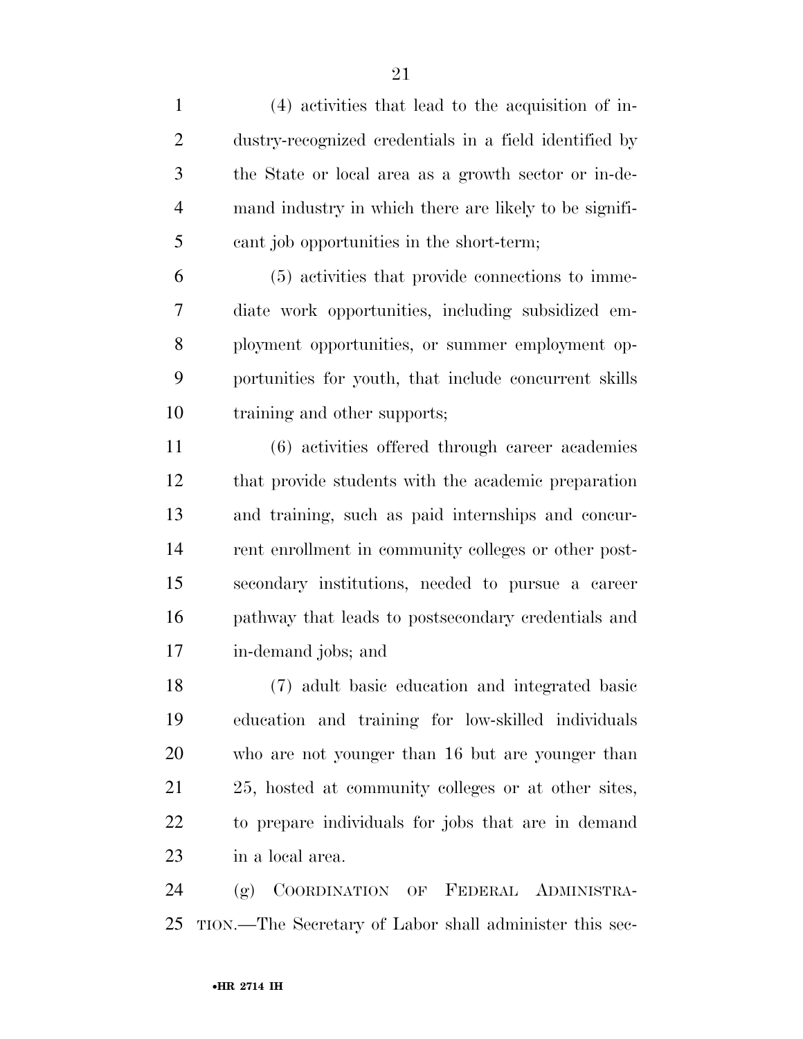(4) activities that lead to the acquisition of industry-recognized credentials in a field identified by the State or local area as a growth sector or in-demand industry in which there are likely to be significant job opportunities in the short-term;

(5) activities that provide connections to immediate work opportunities, including subsidized employment opportunities, or summer employment opportunities for youth, that include concurrent skills training and other supports;

(6) activities offered through career academies that provide students with the academic preparation and training, such as paid internships and concurrent enrollment in community colleges or other postsecondary institutions, needed to pursue a career pathway that leads to postsecondary credentials and in-demand jobs; and

(7) adult basic education and integrated basic education and training for low-skilled individuals who are not younger than 16 but are younger than 25, hosted at community colleges or at other sites, to prepare individuals for jobs that are in demand in a local area.

(g) COORDINATION OF FEDERAL ADMINISTRATION.—The Secretary of Labor shall administer this sec-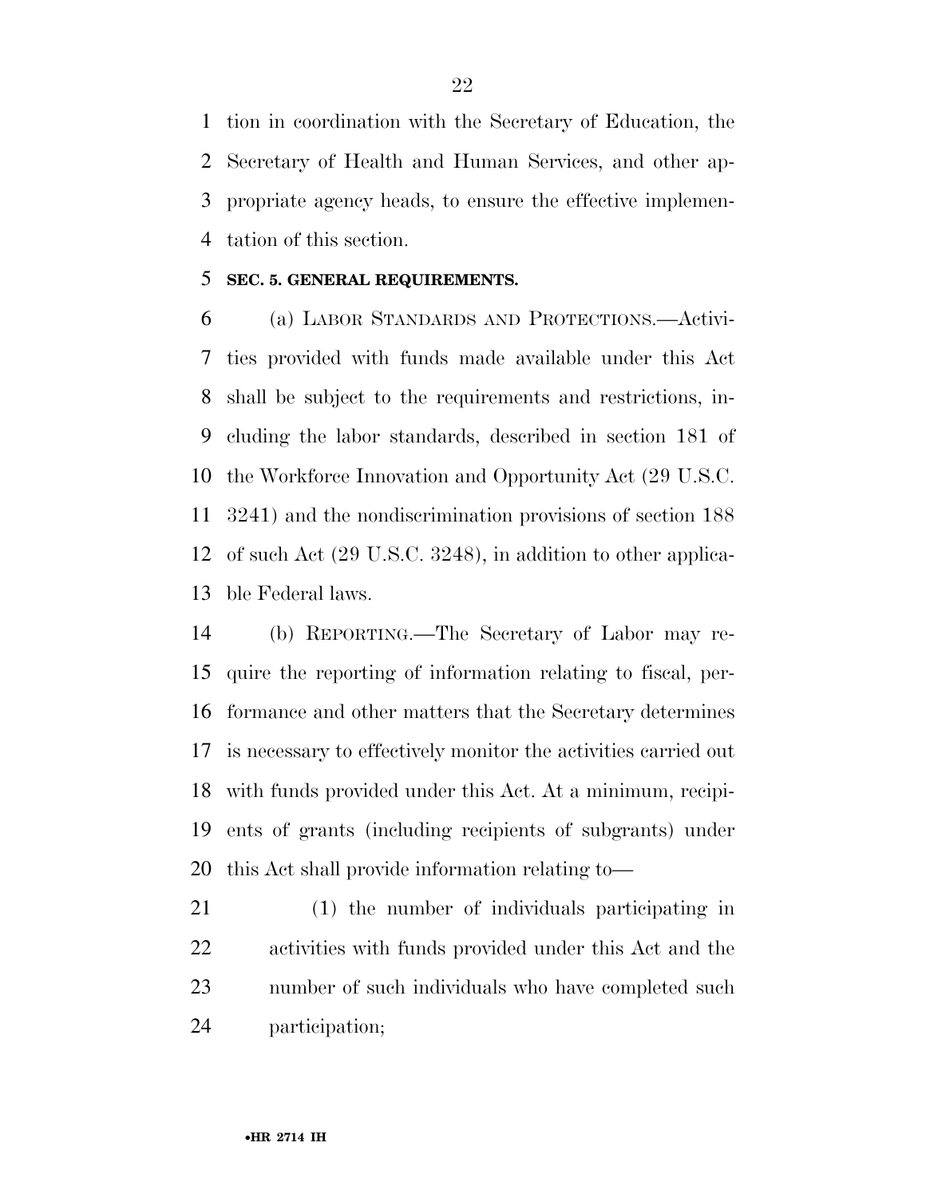tion in coordination with the Secretary of Education, the Secretary of Health and Human Services, and other appropriate agency heads, to ensure the effective implementation of this section.

### SEC. 5. GENERAL REQUIREMENTS.

(a) LABOR STANDARDS AND PROTECTIONS.—Activities provided with funds made available under this Act shall be subject to the requirements and restrictions, including the labor standards, described in section 181 of the Workforce Innovation and Opportunity Act (29 U.S.C. 3241) and the nondiscrimination provisions of section 188 of such Act (29 U.S.C. 3248), in addition to other applicable Federal laws.

(b) REPORTING.—The Secretary of Labor may require the reporting of information relating to fiscal, performance and other matters that the Secretary determines is necessary to effectively monitor the activities carried out with funds provided under this Act. At a minimum, recipients of grants (including recipients of subgrants) under this Act shall provide information relating to—

(1) the number of individuals participating in activities with funds provided under this Act and the number of such individuals who have completed such participation;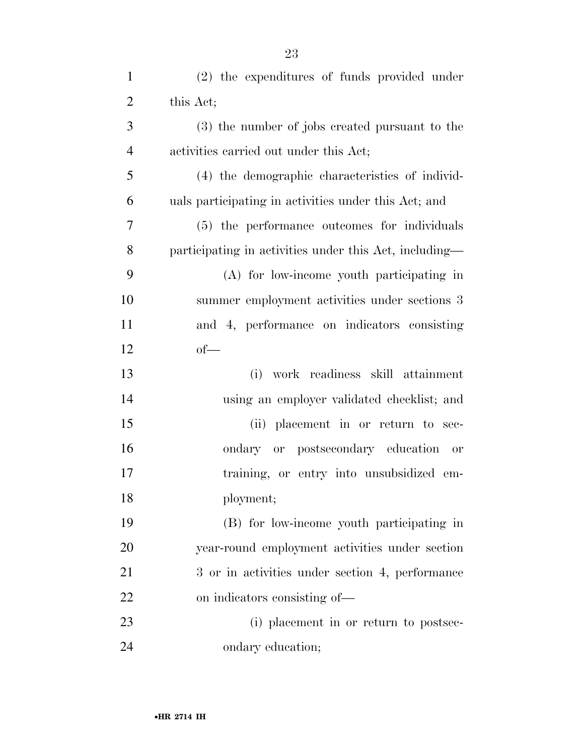(2) the expenditures of funds provided under this Act;

(3) the number of jobs created pursuant to the activities carried out under this Act;

(4) the demographic characteristics of individuals participating in activities under this Act; and

(5) the performance outcomes for individuals participating in activities under this Act, including—

(A) for low-income youth participating in summer employment activities under sections 3 and 4, performance on indicators consisting of—

(i) work readiness skill attainment using an employer validated checklist; and

(ii) placement in or return to secondary or postsecondary education or training, or entry into unsubsidized employment;

(B) for low-income youth participating in year-round employment activities under section 3 or in activities under section 4, performance on indicators consisting of—

(i) placement in or return to postsecondary education;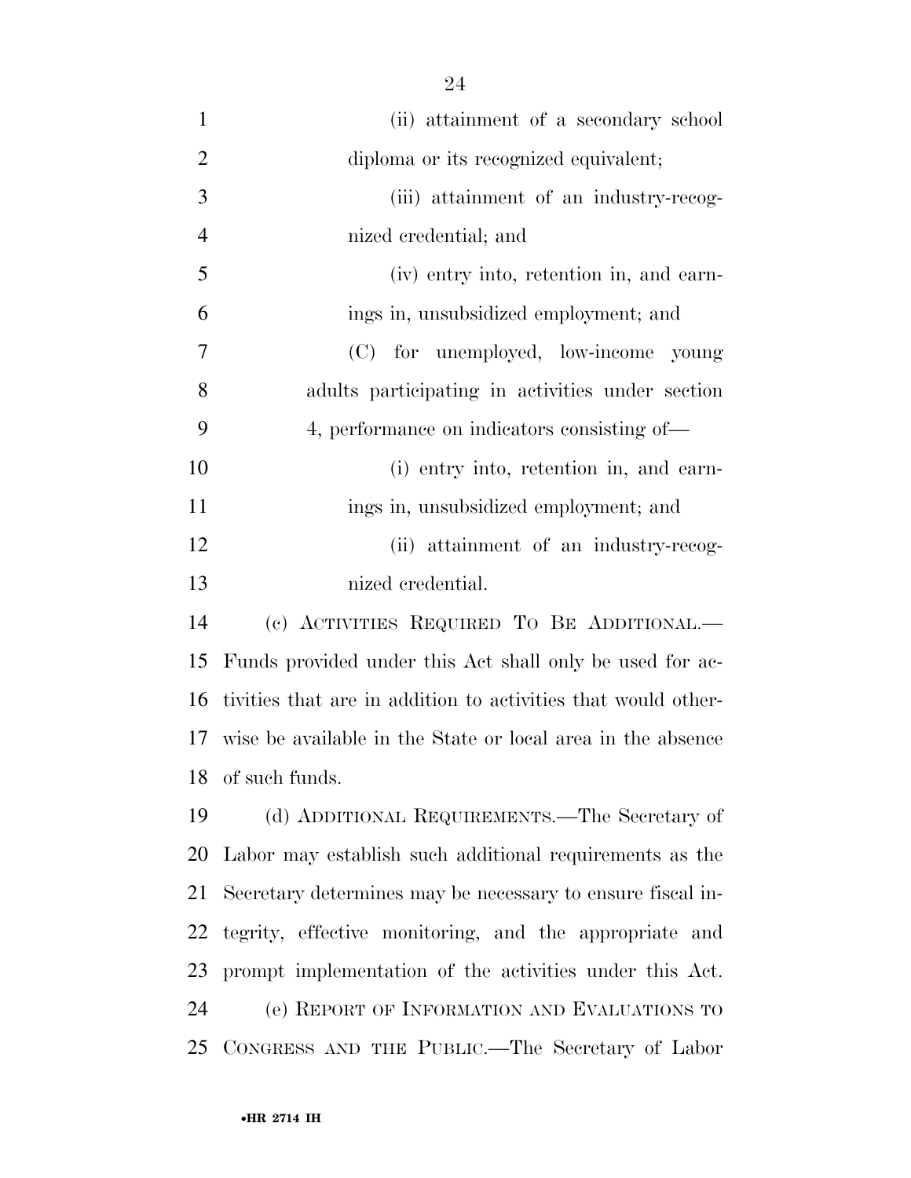(ii) attainment of a secondary school diploma or its recognized equivalent;

(iii) attainment of an industry-recognized credential; and

(iv) entry into, retention in, and earnings in, unsubsidized employment; and

(C) for unemployed, low-income young adults participating in activities under section 4, performance on indicators consisting of—

(i) entry into, retention in, and earnings in, unsubsidized employment; and

(ii) attainment of an industry-recognized credential.

(c) ACTIVITIES REQUIRED TO BE ADDITIONAL.—Funds provided under this Act shall only be used for activities that are in addition to activities that would otherwise be available in the State or local area in the absence of such funds.

(d) ADDITIONAL REQUIREMENTS.—The Secretary of Labor may establish such additional requirements as the Secretary determines may be necessary to ensure fiscal integrity, effective monitoring, and the appropriate and prompt implementation of the activities under this Act.

(e) REPORT OF INFORMATION AND EVALUATIONS TO CONGRESS AND THE PUBLIC.—The Secretary of Labor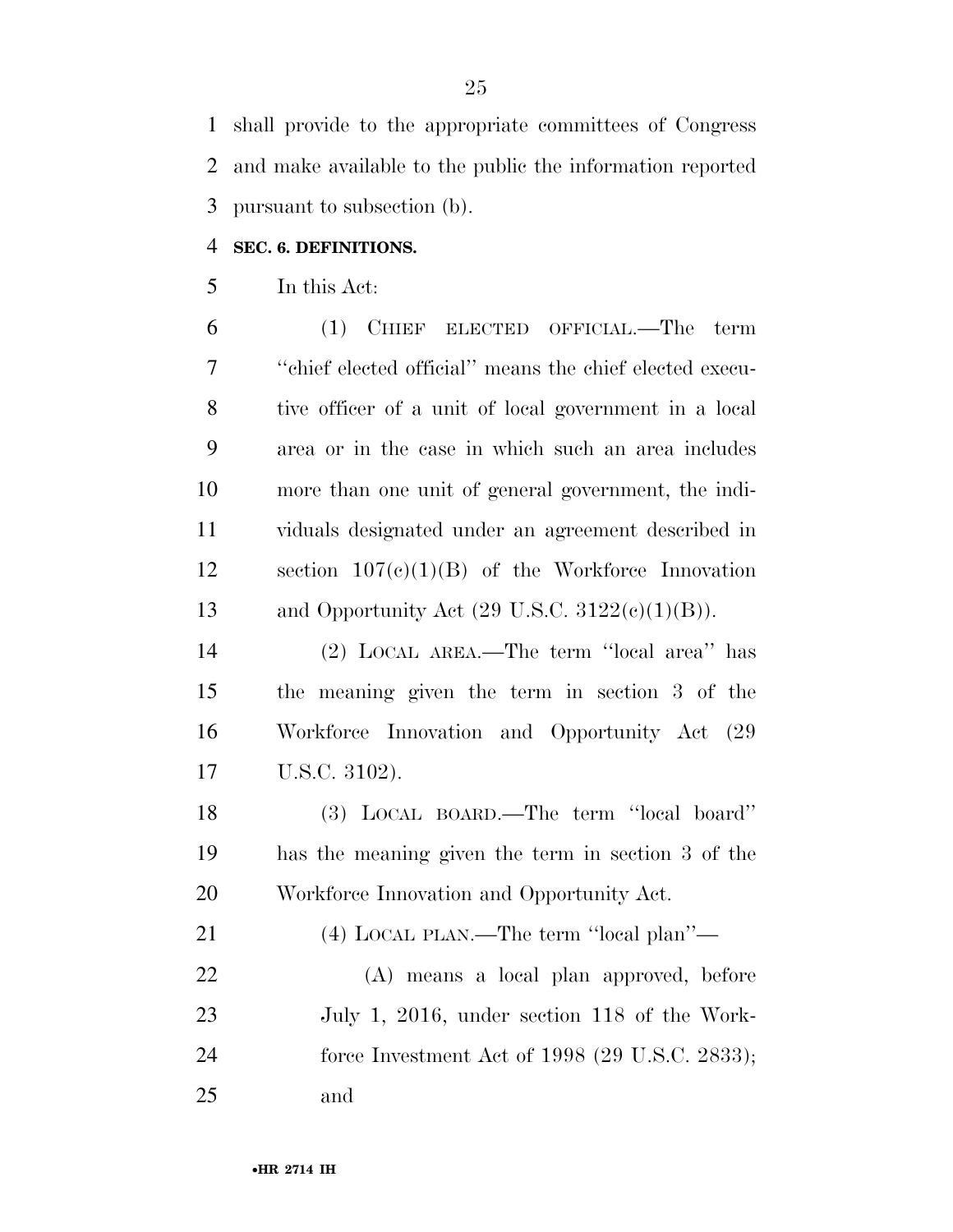shall provide to the appropriate committees of Congress and make available to the public the information reported pursuant to subsection (b).

**SEC. 6. DEFINITIONS.**

In this Act:

(1) CHIEF ELECTED OFFICIAL.—The term ''chief elected official'' means the chief elected executive officer of a unit of local government in a local area or in the case in which such an area includes more than one unit of general government, the individuals designated under an agreement described in section 107(c)(1)(B) of the Workforce Innovation and Opportunity Act (29 U.S.C. 3122(c)(1)(B)).

(2) LOCAL AREA.—The term ''local area'' has the meaning given the term in section 3 of the Workforce Innovation and Opportunity Act (29 U.S.C. 3102).

(3) LOCAL BOARD.—The term ''local board'' has the meaning given the term in section 3 of the Workforce Innovation and Opportunity Act.

(4) LOCAL PLAN.—The term ''local plan''—

(A) means a local plan approved, before July 1, 2016, under section 118 of the Workforce Investment Act of 1998 (29 U.S.C. 2833); and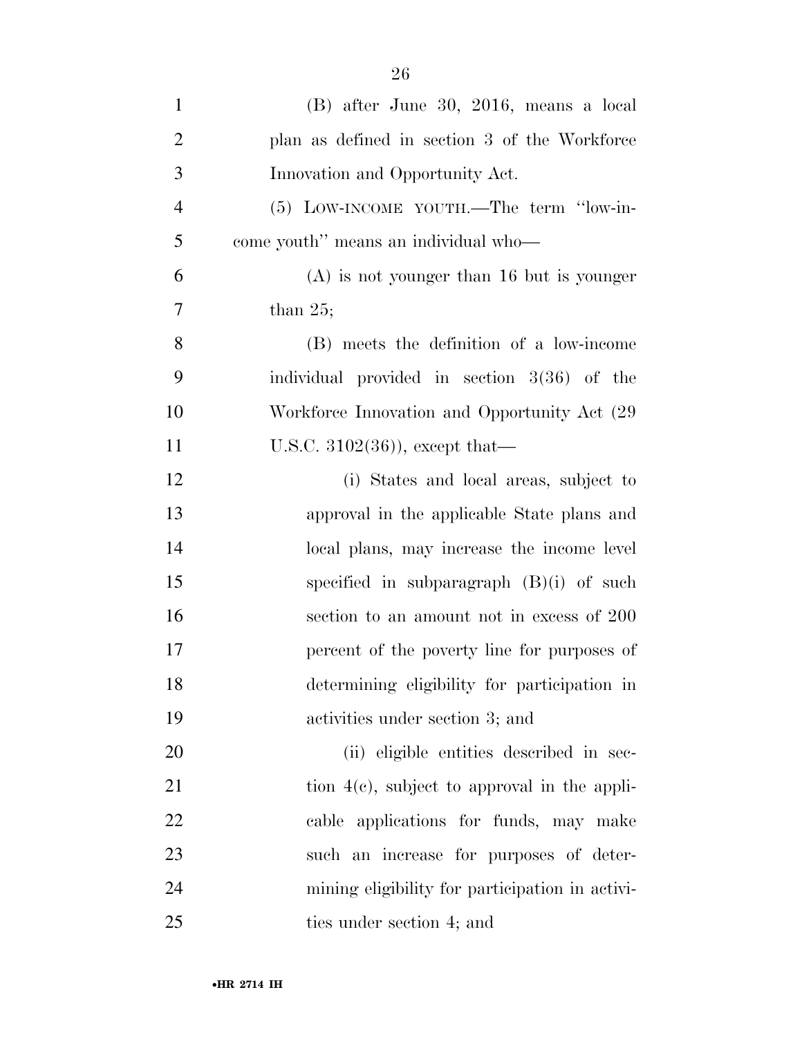(B) after June 30, 2016, means a local plan as defined in section 3 of the Workforce Innovation and Opportunity Act.

(5) LOW-INCOME YOUTH.—The term "low-income youth" means an individual who—

(A) is not younger than 16 but is younger than 25;

(B) meets the definition of a low-income individual provided in section 3(36) of the Workforce Innovation and Opportunity Act (29 U.S.C. 3102(36)), except that—

(i) States and local areas, subject to approval in the applicable State plans and local plans, may increase the income level specified in subparagraph (B)(i) of such section to an amount not in excess of 200 percent of the poverty line for purposes of determining eligibility for participation in activities under section 3; and

(ii) eligible entities described in section 4(c), subject to approval in the applicable applications for funds, may make such an increase for purposes of determining eligibility for participation in activities under section 4; and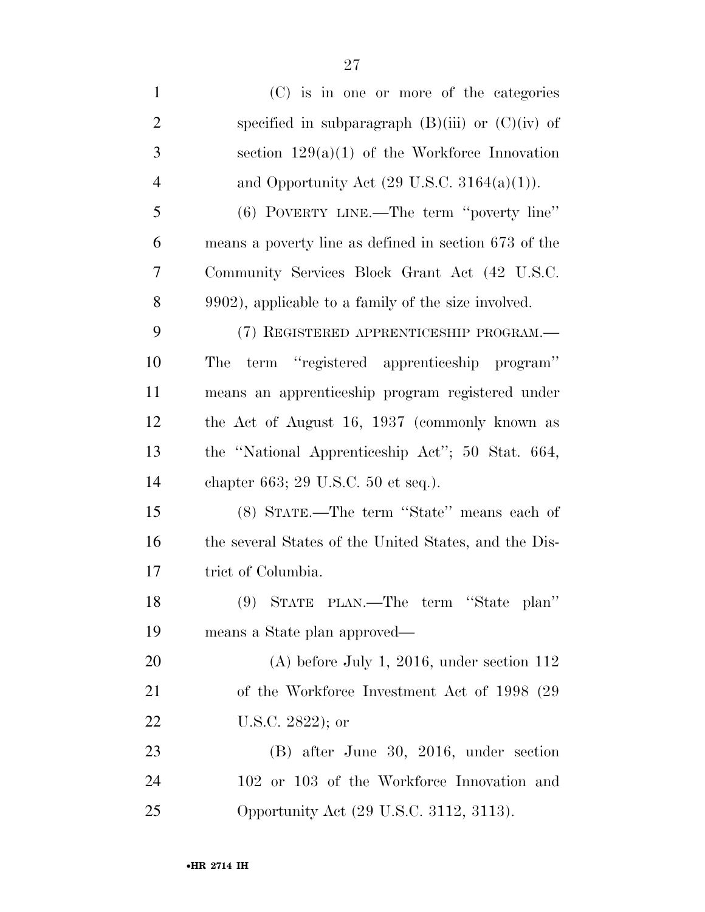(C) is in one or more of the categories specified in subparagraph (B)(iii) or (C)(iv) of section 129(a)(1) of the Workforce Innovation and Opportunity Act (29 U.S.C. 3164(a)(1)).

(6) POVERTY LINE.—The term ''poverty line'' means a poverty line as defined in section 673 of the Community Services Block Grant Act (42 U.S.C. 9902), applicable to a family of the size involved.

(7) REGISTERED APPRENTICESHIP PROGRAM.—The term ''registered apprenticeship program'' means an apprenticeship program registered under the Act of August 16, 1937 (commonly known as the ''National Apprenticeship Act''; 50 Stat. 664, chapter 663; 29 U.S.C. 50 et seq.).

(8) STATE.—The term ''State'' means each of the several States of the United States, and the District of Columbia.

(9) STATE PLAN.—The term ''State plan'' means a State plan approved—

(A) before July 1, 2016, under section 112 of the Workforce Investment Act of 1998 (29 U.S.C. 2822); or

(B) after June 30, 2016, under section 102 or 103 of the Workforce Innovation and Opportunity Act (29 U.S.C. 3112, 3113).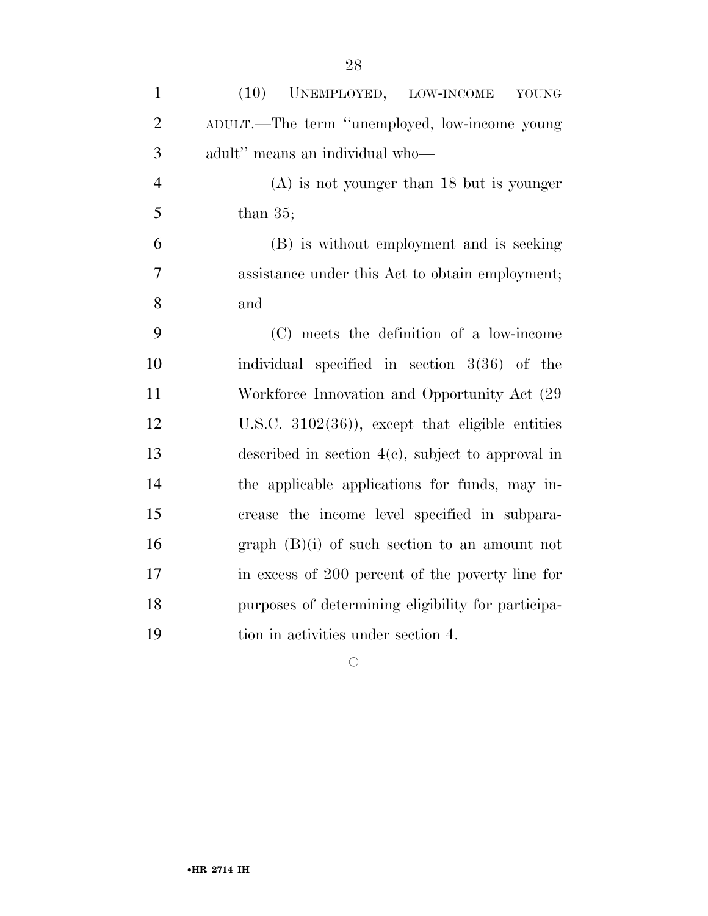(10) UNEMPLOYED, LOW-INCOME YOUNG ADULT.—The term ''unemployed, low-income young adult'' means an individual who—

(A) is not younger than 18 but is younger than 35;

(B) is without employment and is seeking assistance under this Act to obtain employment; and

(C) meets the definition of a low-income individual specified in section 3(36) of the Workforce Innovation and Opportunity Act (29 U.S.C. 3102(36)), except that eligible entities described in section 4(c), subject to approval in the applicable applications for funds, may increase the income level specified in subparagraph (B)(i) of such section to an amount not in excess of 200 percent of the poverty line for purposes of determining eligibility for participation in activities under section 4.

○